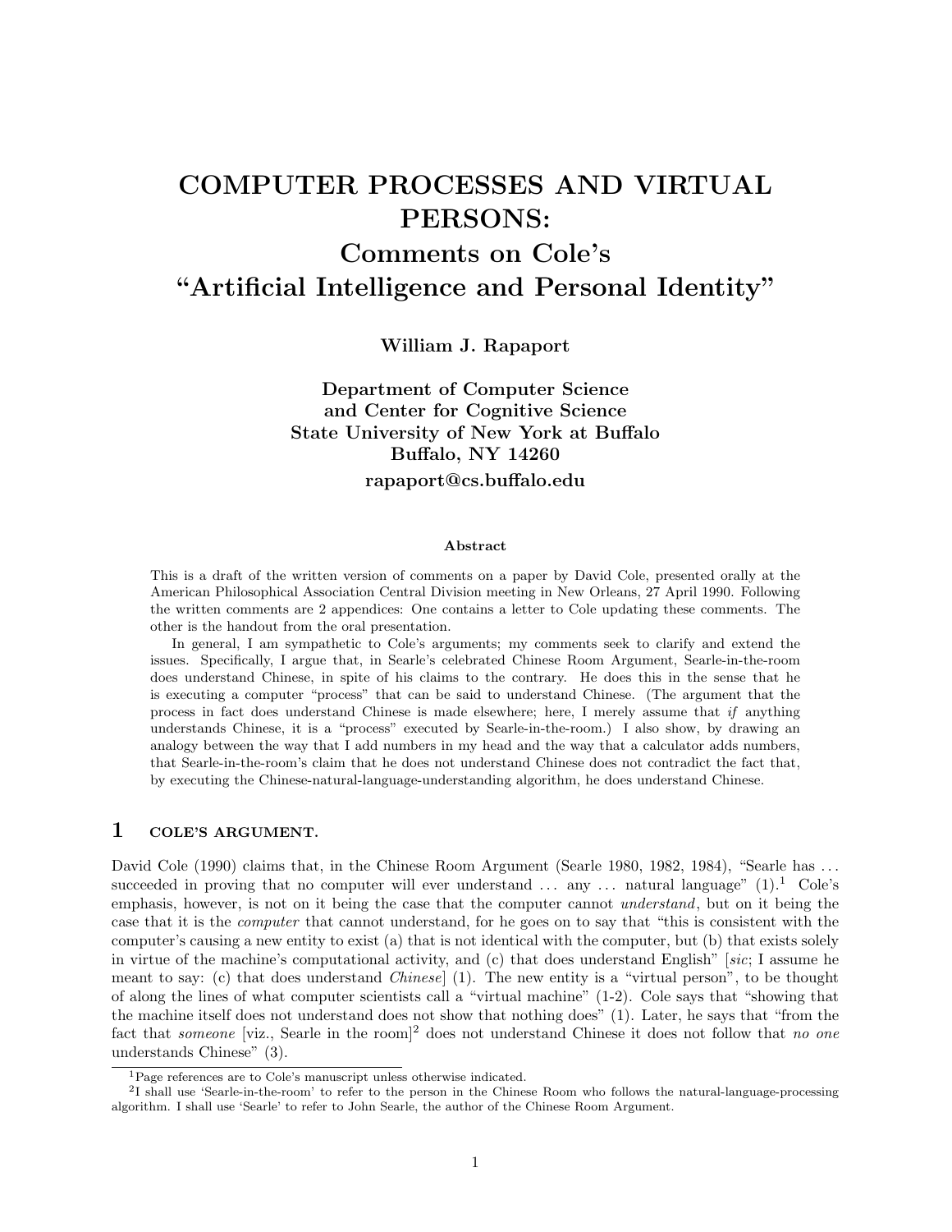# COMPUTER PROCESSES AND VIRTUAL PERSONS:
## Comments on Cole's "Artificial Intelligence and Personal Identity"

**William J. Rapaport**

**Department of Computer Science and Center for Cognitive Science**
**State University of New York at Buffalo**
**Buffalo, NY 14260**

**rapaport@cs.buffalo.edu**

#### Abstract

This is a draft of the written version of comments on a paper by David Cole, presented orally at the American Philosophical Association Central Division meeting in New Orleans, 27 April 1990. Following the written comments are 2 appendices: One contains a letter to Cole updating these comments. The other is the handout from the oral presentation.

In general, I am sympathetic to Cole's arguments; my comments seek to clarify and extend the issues. Specifically, I argue that, in Searle's celebrated Chinese Room Argument, Searle-in-the-room does understand Chinese, in spite of his claims to the contrary. He does this in the sense that he is executing a computer "process" that can be said to understand Chinese. (The argument that the process in fact does understand Chinese is made elsewhere; here, I merely assume that *if* anything understands Chinese, it is a "process" executed by Searle-in-the-room.) I also show, by drawing an analogy between the way that I add numbers in my head and the way that a calculator adds numbers, that Searle-in-the-room's claim that he does not understand Chinese does not contradict the fact that, by executing the Chinese-natural-language-understanding algorithm, he does understand Chinese.

## 1 COLE'S ARGUMENT.

David Cole (1990) claims that, in the Chinese Room Argument (Searle 1980, 1982, 1984), "Searle has ... succeeded in proving that no computer will ever understand ... any ... natural language" (1).[1] Cole's emphasis, however, is not on it being the case that the computer cannot *understand*, but on it being the case that it is the *computer* that cannot understand, for he goes on to say that "this is consistent with the computer's causing a new entity to exist (a) that is not identical with the computer, but (b) that exists solely in virtue of the machine's computational activity, and (c) that does understand English" [*sic*; I assume he meant to say: (c) that does understand *Chinese*] (1). The new entity is a "virtual person", to be thought of along the lines of what computer scientists call a "virtual machine" (1-2). Cole says that "showing that the machine itself does not understand does not show that nothing does" (1). Later, he says that "from the fact that *someone* [viz., Searle in the room][2] does not understand Chinese it does not follow that *no one* understands Chinese" (3).

[1] Page references are to Cole's manuscript unless otherwise indicated.

[2] I shall use 'Searle-in-the-room' to refer to the person in the Chinese Room who follows the natural-language-processing algorithm. I shall use 'Searle' to refer to John Searle, the author of the Chinese Room Argument.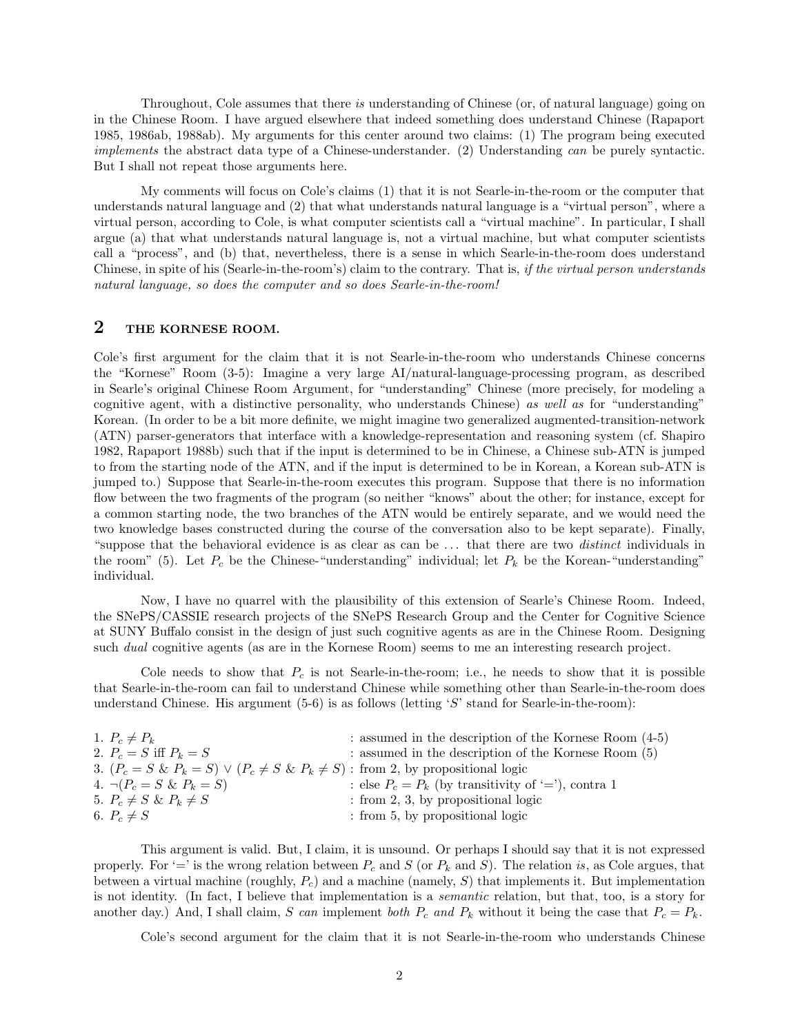Throughout, Cole assumes that there *is* understanding of Chinese (or, of natural language) going on in the Chinese Room. I have argued elsewhere that indeed something does understand Chinese (Rapaport 1985, 1986ab, 1988ab). My arguments for this center around two claims: (1) The program being executed *implements* the abstract data type of a Chinese-understander. (2) Understanding *can* be purely syntactic. But I shall not repeat those arguments here.

My comments will focus on Cole's claims (1) that it is not Searle-in-the-room or the computer that understands natural language and (2) that what understands natural language is a "virtual person", where a virtual person, according to Cole, is what computer scientists call a "virtual machine". In particular, I shall argue (a) that what understands natural language is, not a virtual machine, but what computer scientists call a "process", and (b) that, nevertheless, there is a sense in which Searle-in-the-room does understand Chinese, in spite of his (Searle-in-the-room's) claim to the contrary. That is, *if the virtual person understands natural language, so does the computer and so does Searle-in-the-room!*

## 2 THE KORNESE ROOM.

Cole's first argument for the claim that it is not Searle-in-the-room who understands Chinese concerns the "Kornese" Room (3-5): Imagine a very large AI/natural-language-processing program, as described in Searle's original Chinese Room Argument, for "understanding" Chinese (more precisely, for modeling a cognitive agent, with a distinctive personality, who understands Chinese) *as well as* for "understanding" Korean. (In order to be a bit more definite, we might imagine two generalized augmented-transition-network (ATN) parser-generators that interface with a knowledge-representation and reasoning system (cf. Shapiro 1982, Rapaport 1988b) such that if the input is determined to be in Chinese, a Chinese sub-ATN is jumped to from the starting node of the ATN, and if the input is determined to be in Korean, a Korean sub-ATN is jumped to.) Suppose that Searle-in-the-room executes this program. Suppose that there is no information flow between the two fragments of the program (so neither "knows" about the other; for instance, except for a common starting node, the two branches of the ATN would be entirely separate, and we would need the two knowledge bases constructed during the course of the conversation also to be kept separate). Finally, "suppose that the behavioral evidence is as clear as can be ... that there are two *distinct* individuals in the room" (5). Let $P_c$ be the Chinese-"understanding" individual; let $P_k$ be the Korean-"understanding" individual.

Now, I have no quarrel with the plausibility of this extension of Searle's Chinese Room. Indeed, the SNePS/CASSIE research projects of the SNePS Research Group and the Center for Cognitive Science at SUNY Buffalo consist in the design of just such cognitive agents as are in the Chinese Room. Designing such *dual* cognitive agents (as are in the Kornese Room) seems to me an interesting research project.

Cole needs to show that $P_c$ is not Searle-in-the-room; i.e., he needs to show that it is possible that Searle-in-the-room can fail to understand Chinese while something other than Searle-in-the-room does understand Chinese. His argument (5-6) is as follows (letting '$S$' stand for Searle-in-the-room):

1. $P_c \neq P_k$ : assumed in the description of the Kornese Room (4-5)
2. $P_c = S$ iff $P_k = S$ : assumed in the description of the Kornese Room (5)
3. $(P_c = S \ \& \ P_k = S) \vee (P_c \neq S \ \& \ P_k \neq S)$ : from 2, by propositional logic
4. $\neg(P_c = S \ \& \ P_k = S)$ : else $P_c = P_k$ (by transitivity of '$=$'), contra 1
5. $P_c \neq S \ \& \ P_k \neq S$ : from 2, 3, by propositional logic
6. $P_c \neq S$ : from 5, by propositional logic

This argument is valid. But, I claim, it is unsound. Or perhaps I should say that it is not expressed properly. For '$=$' is the wrong relation between $P_c$ and $S$ (or $P_k$ and $S$). The relation *is*, as Cole argues, that between a virtual machine (roughly, $P_c$) and a machine (namely, $S$) that implements it. But implementation is not identity. (In fact, I believe that implementation is a *semantic* relation, but that, too, is a story for another day.) And, I shall claim, $S$ *can* implement *both* $P_c$ *and* $P_k$ without it being the case that $P_c = P_k$.

Cole's second argument for the claim that it is not Searle-in-the-room who understands Chinese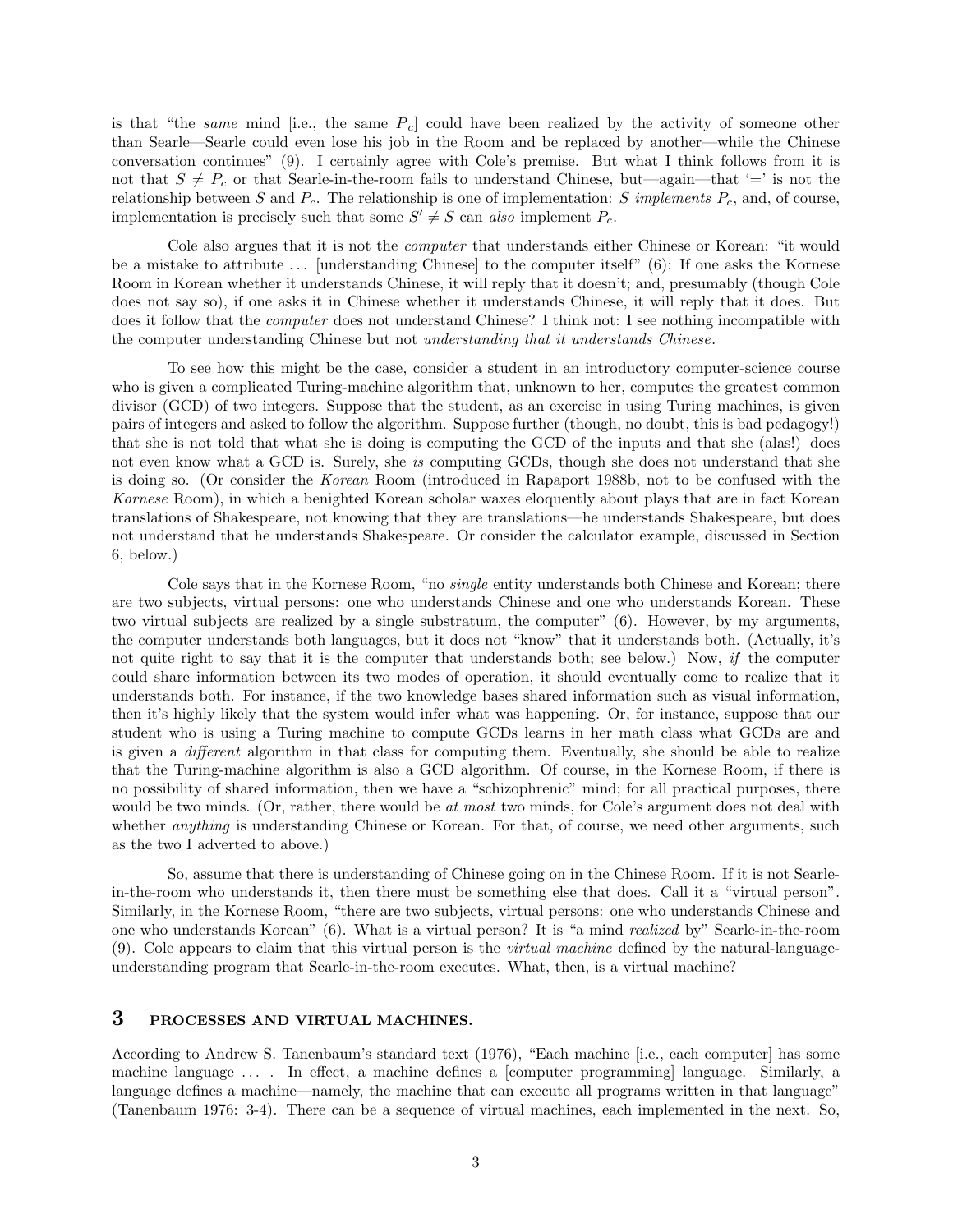is that "the *same* mind [i.e., the same $P_c$] could have been realized by the activity of someone other than Searle—Searle could even lose his job in the Room and be replaced by another—while the Chinese conversation continues" (9). I certainly agree with Cole's premise. But what I think follows from it is not that $S \neq P_c$ or that Searle-in-the-room fails to understand Chinese, but—again—that '=' is not the relationship between $S$ and $P_c$. The relationship is one of implementation: $S$ *implements* $P_c$, and, of course, implementation is precisely such that some $S' \neq S$ can *also* implement $P_c$.

Cole also argues that it is not the *computer* that understands either Chinese or Korean: "it would be a mistake to attribute ... [understanding Chinese] to the computer itself" (6): If one asks the Kornese Room in Korean whether it understands Chinese, it will reply that it doesn't; and, presumably (though Cole does not say so), if one asks it in Chinese whether it understands Chinese, it will reply that it does. But does it follow that the *computer* does not understand Chinese? I think not: I see nothing incompatible with the computer understanding Chinese but not *understanding that it understands Chinese*.

To see how this might be the case, consider a student in an introductory computer-science course who is given a complicated Turing-machine algorithm that, unknown to her, computes the greatest common divisor (GCD) of two integers. Suppose that the student, as an exercise in using Turing machines, is given pairs of integers and asked to follow the algorithm. Suppose further (though, no doubt, this is bad pedagogy!) that she is not told that what she is doing is computing the GCD of the inputs and that she (alas!) does not even know what a GCD is. Surely, she *is* computing GCDs, though she does not understand that she is doing so. (Or consider the *Korean* Room (introduced in Rapaport 1988b, not to be confused with the *Kornese* Room), in which a benighted Korean scholar waxes eloquently about plays that are in fact Korean translations of Shakespeare, not knowing that they are translations—he understands Shakespeare, but does not understand that he understands Shakespeare. Or consider the calculator example, discussed in Section 6, below.)

Cole says that in the Kornese Room, "no *single* entity understands both Chinese and Korean; there are two subjects, virtual persons: one who understands Chinese and one who understands Korean. These two virtual subjects are realized by a single substratum, the computer" (6). However, by my arguments, the computer understands both languages, but it does not "know" that it understands both. (Actually, it's not quite right to say that it is the computer that understands both; see below.) Now, *if* the computer could share information between its two modes of operation, it should eventually come to realize that it understands both. For instance, if the two knowledge bases shared information such as visual information, then it's highly likely that the system would infer what was happening. Or, for instance, suppose that our student who is using a Turing machine to compute GCDs learns in her math class what GCDs are and is given a *different* algorithm in that class for computing them. Eventually, she should be able to realize that the Turing-machine algorithm is also a GCD algorithm. Of course, in the Kornese Room, if there is no possibility of shared information, then we have a "schizophrenic" mind; for all practical purposes, there would be two minds. (Or, rather, there would be *at most* two minds, for Cole's argument does not deal with whether *anything* is understanding Chinese or Korean. For that, of course, we need other arguments, such as the two I adverted to above.)

So, assume that there is understanding of Chinese going on in the Chinese Room. If it is not Searle-in-the-room who understands it, then there must be something else that does. Call it a "virtual person". Similarly, in the Kornese Room, "there are two subjects, virtual persons: one who understands Chinese and one who understands Korean" (6). What is a virtual person? It is "a mind *realized* by" Searle-in-the-room (9). Cole appears to claim that this virtual person is the *virtual machine* defined by the natural-language-understanding program that Searle-in-the-room executes. What, then, is a virtual machine?

## 3 PROCESSES AND VIRTUAL MACHINES.

According to Andrew S. Tanenbaum's standard text (1976), "Each machine [i.e., each computer] has some machine language ... . In effect, a machine defines a [computer programming] language. Similarly, a language defines a machine—namely, the machine that can execute all programs written in that language" (Tanenbaum 1976: 3-4). There can be a sequence of virtual machines, each implemented in the next. So,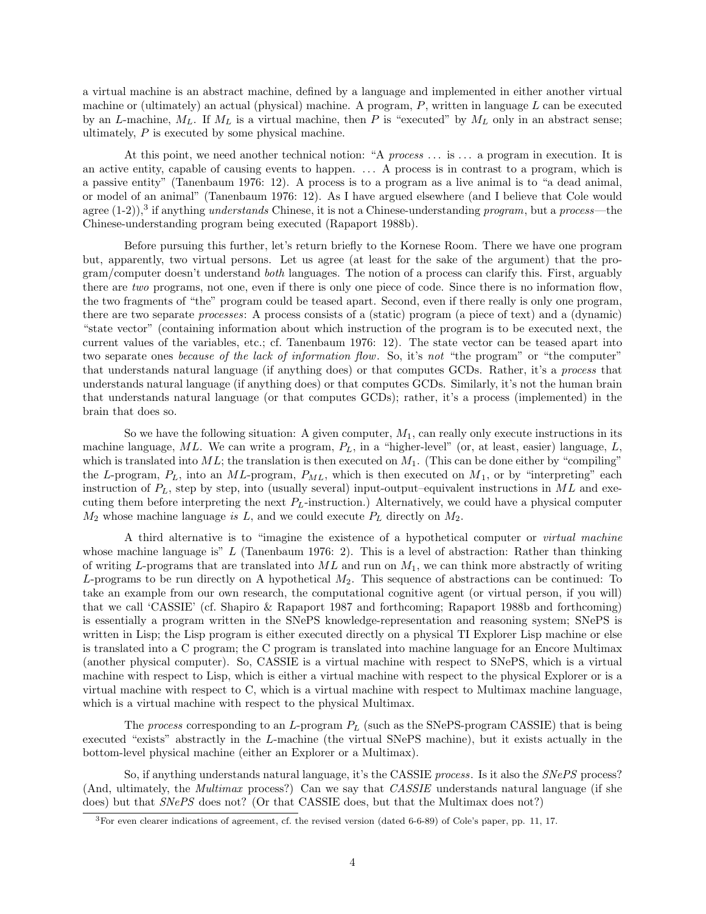a virtual machine is an abstract machine, defined by a language and implemented in either another virtual machine or (ultimately) an actual (physical) machine. A program, $P$, written in language $L$ can be executed by an $L$-machine, $M_L$. If $M_L$ is a virtual machine, then $P$ is "executed" by $M_L$ only in an abstract sense; ultimately, $P$ is executed by some physical machine.

At this point, we need another technical notion: "A *process* ... is ... a program in execution. It is an active entity, capable of causing events to happen. ... A process is in contrast to a program, which is a passive entity" (Tanenbaum 1976: 12). A process is to a program as a live animal is to "a dead animal, or model of an animal" (Tanenbaum 1976: 12). As I have argued elsewhere (and I believe that Cole would agree (1-2)),[3] if anything *understands* Chinese, it is not a Chinese-understanding *program*, but a *process*—the Chinese-understanding program being executed (Rapaport 1988b).

Before pursuing this further, let's return briefly to the Kornese Room. There we have one program but, apparently, two virtual persons. Let us agree (at least for the sake of the argument) that the program/computer doesn't understand *both* languages. The notion of a process can clarify this. First, arguably there are *two* programs, not one, even if there is only one piece of code. Since there is no information flow, the two fragments of "the" program could be teased apart. Second, even if there really is only one program, there are two separate *processes*: A process consists of a (static) program (a piece of text) and a (dynamic) "state vector" (containing information about which instruction of the program is to be executed next, the current values of the variables, etc.; cf. Tanenbaum 1976: 12). The state vector can be teased apart into two separate ones *because of the lack of information flow*. So, it's *not* "the program" or "the computer" that understands natural language (if anything does) or that computes GCDs. Rather, it's a *process* that understands natural language (if anything does) or that computes GCDs. Similarly, it's not the human brain that understands natural language (or that computes GCDs); rather, it's a process (implemented) in the brain that does so.

So we have the following situation: A given computer, $M_1$, can really only execute instructions in its machine language, $ML$. We can write a program, $P_L$, in a "higher-level" (or, at least, easier) language, $L$, which is translated into $ML$; the translation is then executed on $M_1$. (This can be done either by "compiling" the $L$-program, $P_L$, into an $ML$-program, $P_{ML}$, which is then executed on $M_1$, or by "interpreting" each instruction of $P_L$, step by step, into (usually several) input-output–equivalent instructions in $ML$ and executing them before interpreting the next $P_L$-instruction.) Alternatively, we could have a physical computer $M_2$ whose machine language *is* $L$, and we could execute $P_L$ directly on $M_2$.

A third alternative is to "imagine the existence of a hypothetical computer or *virtual machine* whose machine language is" $L$ (Tanenbaum 1976: 2). This is a level of abstraction: Rather than thinking of writing $L$-programs that are translated into $ML$ and run on $M_1$, we can think more abstractly of writing $L$-programs to be run directly on A hypothetical $M_2$. This sequence of abstractions can be continued: To take an example from our own research, the computational cognitive agent (or virtual person, if you will) that we call 'CASSIE' (cf. Shapiro & Rapaport 1987 and forthcoming; Rapaport 1988b and forthcoming) is essentially a program written in the SNePS knowledge-representation and reasoning system; SNePS is written in Lisp; the Lisp program is either executed directly on a physical TI Explorer Lisp machine or else is translated into a C program; the C program is translated into machine language for an Encore Multimax (another physical computer). So, CASSIE is a virtual machine with respect to SNePS, which is a virtual machine with respect to Lisp, which is either a virtual machine with respect to the physical Explorer or is a virtual machine with respect to C, which is a virtual machine with respect to Multimax machine language, which is a virtual machine with respect to the physical Multimax.

The *process* corresponding to an $L$-program $P_L$ (such as the SNePS-program CASSIE) that is being executed "exists" abstractly in the $L$-machine (the virtual SNePS machine), but it exists actually in the bottom-level physical machine (either an Explorer or a Multimax).

So, if anything understands natural language, it's the CASSIE *process*. Is it also the *SNePS* process? (And, ultimately, the *Multimax* process?) Can we say that *CASSIE* understands natural language (if she does) but that *SNePS* does not? (Or that CASSIE does, but that the Multimax does not?)

---

[3] For even clearer indications of agreement, cf. the revised version (dated 6-6-89) of Cole's paper, pp. 11, 17.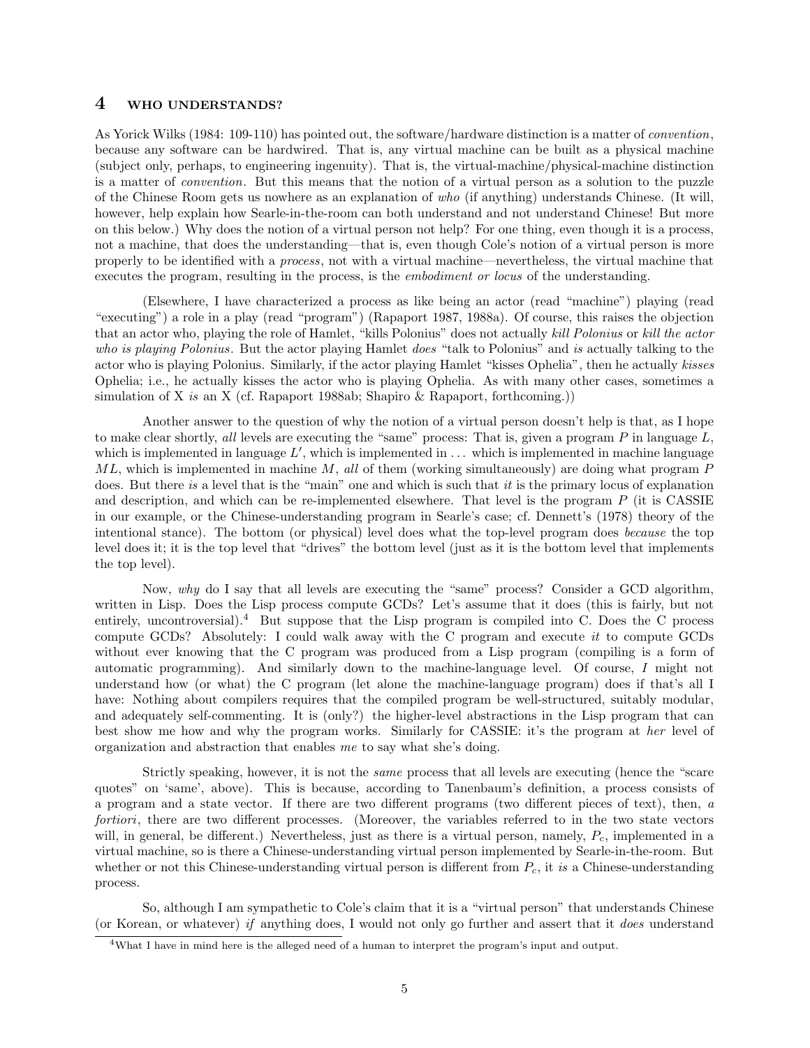## 4 WHO UNDERSTANDS?

As Yorick Wilks (1984: 109-110) has pointed out, the software/hardware distinction is a matter of *convention*, because any software can be hardwired. That is, any virtual machine can be built as a physical machine (subject only, perhaps, to engineering ingenuity). That is, the virtual-machine/physical-machine distinction is a matter of *convention*. But this means that the notion of a virtual person as a solution to the puzzle of the Chinese Room gets us nowhere as an explanation of *who* (if anything) understands Chinese. (It will, however, help explain how Searle-in-the-room can both understand and not understand Chinese! But more on this below.) Why does the notion of a virtual person not help? For one thing, even though it is a process, not a machine, that does the understanding—that is, even though Cole's notion of a virtual person is more properly to be identified with a *process*, not with a virtual machine—nevertheless, the virtual machine that executes the program, resulting in the process, is the *embodiment or locus* of the understanding.

(Elsewhere, I have characterized a process as like being an actor (read "machine") playing (read "executing") a role in a play (read "program") (Rapaport 1987, 1988a). Of course, this raises the objection that an actor who, playing the role of Hamlet, "kills Polonius" does not actually *kill Polonius* or *kill the actor who is playing Polonius*. But the actor playing Hamlet *does* "talk to Polonius" and *is* actually talking to the actor who is playing Polonius. Similarly, if the actor playing Hamlet "kisses Ophelia", then he actually *kisses* Ophelia; i.e., he actually kisses the actor who is playing Ophelia. As with many other cases, sometimes a simulation of X *is* an X (cf. Rapaport 1988ab; Shapiro & Rapaport, forthcoming.))

Another answer to the question of why the notion of a virtual person doesn't help is that, as I hope to make clear shortly, *all* levels are executing the "same" process: That is, given a program $P$ in language $L$, which is implemented in language $L'$, which is implemented in ... which is implemented in machine language $ML$, which is implemented in machine $M$, *all* of them (working simultaneously) are doing what program $P$ does. But there *is* a level that is the "main" one and which is such that *it* is the primary locus of explanation and description, and which can be re-implemented elsewhere. That level is the program $P$ (it is CASSIE in our example, or the Chinese-understanding program in Searle's case; cf. Dennett's (1978) theory of the intentional stance). The bottom (or physical) level does what the top-level program does *because* the top level does it; it is the top level that "drives" the bottom level (just as it is the bottom level that implements the top level).

Now, *why* do I say that all levels are executing the "same" process? Consider a GCD algorithm, written in Lisp. Does the Lisp process compute GCDs? Let's assume that it does (this is fairly, but not entirely, uncontroversial).[4] But suppose that the Lisp program is compiled into C. Does the C process compute GCDs? Absolutely: I could walk away with the C program and execute *it* to compute GCDs without ever knowing that the C program was produced from a Lisp program (compiling is a form of automatic programming). And similarly down to the machine-language level. Of course, *I* might not understand how (or what) the C program (let alone the machine-language program) does if that's all I have: Nothing about compilers requires that the compiled program be well-structured, suitably modular, and adequately self-commenting. It is (only?) the higher-level abstractions in the Lisp program that can best show me how and why the program works. Similarly for CASSIE: it's the program at *her* level of organization and abstraction that enables *me* to say what she's doing.

Strictly speaking, however, it is not the *same* process that all levels are executing (hence the "scare quotes" on 'same', above). This is because, according to Tanenbaum's definition, a process consists of a program and a state vector. If there are two different programs (two different pieces of text), then, *a fortiori*, there are two different processes. (Moreover, the variables referred to in the two state vectors will, in general, be different.) Nevertheless, just as there is a virtual person, namely, $P_c$, implemented in a virtual machine, so is there a Chinese-understanding virtual person implemented by Searle-in-the-room. But whether or not this Chinese-understanding virtual person is different from $P_c$, it *is* a Chinese-understanding process.

So, although I am sympathetic to Cole's claim that it is a "virtual person" that understands Chinese (or Korean, or whatever) *if* anything does, I would not only go further and assert that it *does* understand

[4] What I have in mind here is the alleged need of a human to interpret the program's input and output.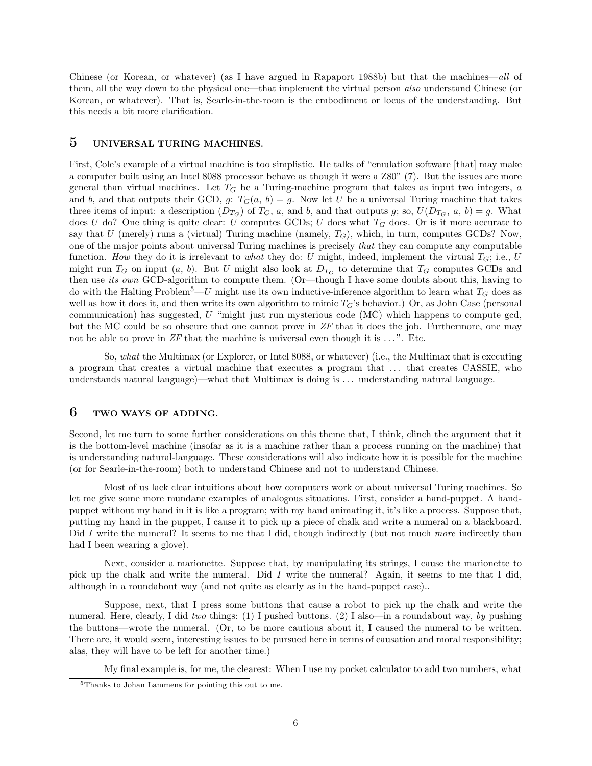Chinese (or Korean, or whatever) (as I have argued in Rapaport 1988b) but that the machines—*all* of them, all the way down to the physical one—that implement the virtual person *also* understand Chinese (or Korean, or whatever). That is, Searle-in-the-room is the embodiment or locus of the understanding. But this needs a bit more clarification.

## 5 UNIVERSAL TURING MACHINES.

First, Cole's example of a virtual machine is too simplistic. He talks of "emulation software [that] may make a computer built using an Intel 8088 processor behave as though it were a Z80" (7). But the issues are more general than virtual machines. Let $T_G$ be a Turing-machine program that takes as input two integers, $a$ and $b$, and that outputs their GCD, $g$: $T_G(a, b) = g$. Now let $U$ be a universal Turing machine that takes three items of input: a description ($D_{T_G}$) of $T_G$, $a$, and $b$, and that outputs $g$; so, $U(D_{T_G}, a, b) = g$. What does $U$ do? One thing is quite clear: $U$ computes GCDs; $U$ does what $T_G$ does. Or is it more accurate to say that $U$ (merely) runs a (virtual) Turing machine (namely, $T_G$), which, in turn, computes GCDs? Now, one of the major points about universal Turing machines is precisely *that* they can compute any computable function. *How* they do it is irrelevant to *what* they do: $U$ might, indeed, implement the virtual $T_G$; i.e., $U$ might run $T_G$ on input $(a, b)$. But $U$ might also look at $D_{T_G}$ to determine that $T_G$ computes GCDs and then use *its own* GCD-algorithm to compute them. (Or—though I have some doubts about this, having to do with the Halting Problem[5]—$U$ might use its own inductive-inference algorithm to learn what $T_G$ does as well as how it does it, and then write its own algorithm to mimic $T_G$'s behavior.) Or, as John Case (personal communication) has suggested, $U$ "might just run mysterious code (MC) which happens to compute gcd, but the MC could be so obscure that one cannot prove in *ZF* that it does the job. Furthermore, one may not be able to prove in *ZF* that the machine is universal even though it is ...". Etc.

So, *what* the Multimax (or Explorer, or Intel 8088, or whatever) (i.e., the Multimax that is executing a program that creates a virtual machine that executes a program that ... that creates CASSIE, who understands natural language)—what that Multimax is doing is ... understanding natural language.

## 6 TWO WAYS OF ADDING.

Second, let me turn to some further considerations on this theme that, I think, clinch the argument that it is the bottom-level machine (insofar as it is a machine rather than a process running on the machine) that is understanding natural-language. These considerations will also indicate how it is possible for the machine (or for Searle-in-the-room) both to understand Chinese and not to understand Chinese.

Most of us lack clear intuitions about how computers work or about universal Turing machines. So let me give some more mundane examples of analogous situations. First, consider a hand-puppet. A hand-puppet without my hand in it is like a program; with my hand animating it, it's like a process. Suppose that, putting my hand in the puppet, I cause it to pick up a piece of chalk and write a numeral on a blackboard. Did *I* write the numeral? It seems to me that I did, though indirectly (but not much *more* indirectly than had I been wearing a glove).

Next, consider a marionette. Suppose that, by manipulating its strings, I cause the marionette to pick up the chalk and write the numeral. Did *I* write the numeral? Again, it seems to me that I did, although in a roundabout way (and not quite as clearly as in the hand-puppet case)..

Suppose, next, that I press some buttons that cause a robot to pick up the chalk and write the numeral. Here, clearly, I did *two* things: (1) I pushed buttons. (2) I also—in a roundabout way, *by* pushing the buttons—wrote the numeral. (Or, to be more cautious about it, I caused the numeral to be written. There are, it would seem, interesting issues to be pursued here in terms of causation and moral responsibility; alas, they will have to be left for another time.)

My final example is, for me, the clearest: When I use my pocket calculator to add two numbers, what

[5] Thanks to Johan Lammens for pointing this out to me.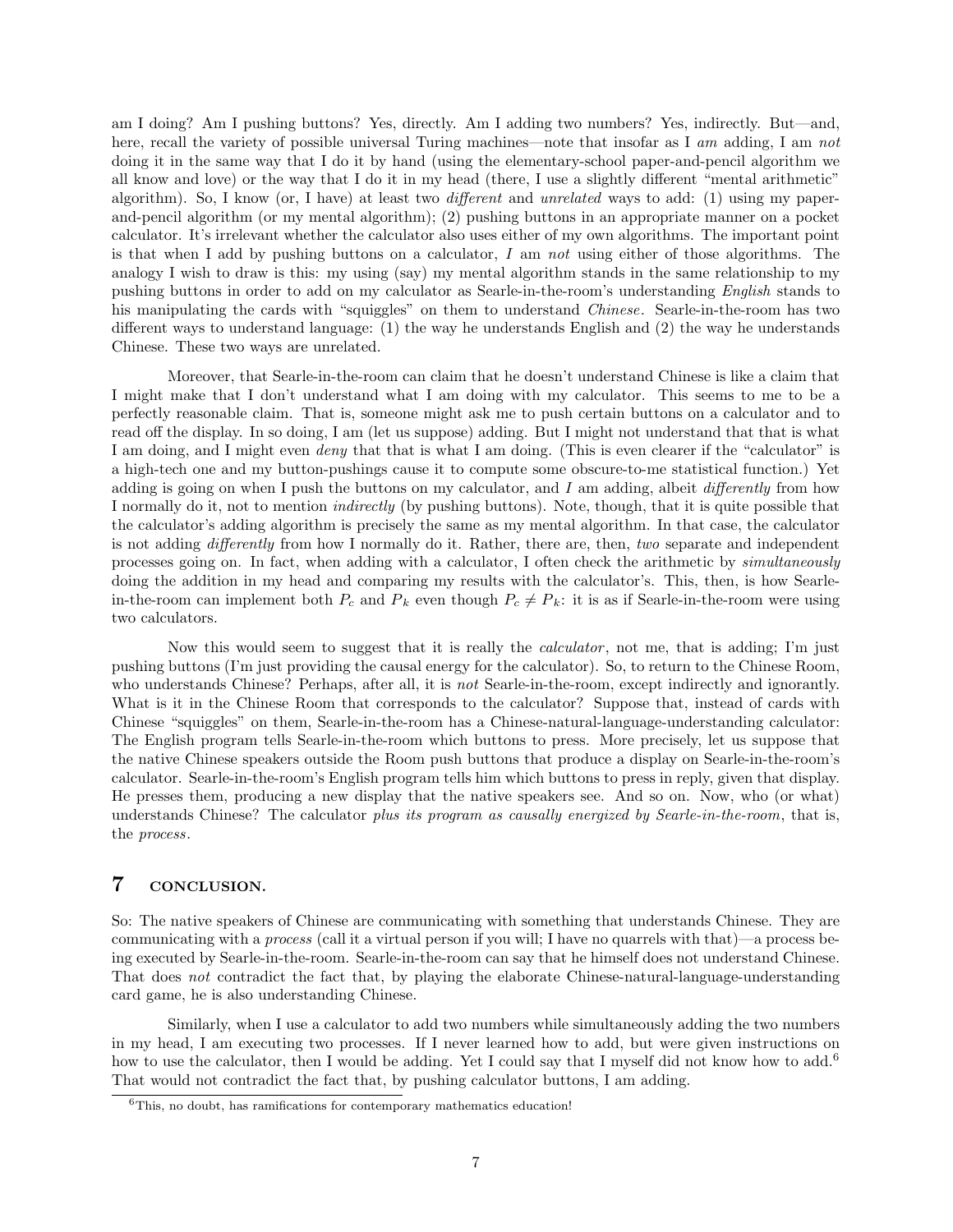am I doing? Am I pushing buttons? Yes, directly. Am I adding two numbers? Yes, indirectly. But—and, here, recall the variety of possible universal Turing machines—note that insofar as I *am* adding, I am *not* doing it in the same way that I do it by hand (using the elementary-school paper-and-pencil algorithm we all know and love) or the way that I do it in my head (there, I use a slightly different "mental arithmetic" algorithm). So, I know (or, I have) at least two *different* and *unrelated* ways to add: (1) using my paper-and-pencil algorithm (or my mental algorithm); (2) pushing buttons in an appropriate manner on a pocket calculator. It's irrelevant whether the calculator also uses either of my own algorithms. The important point is that when I add by pushing buttons on a calculator, *I* am *not* using either of those algorithms. The analogy I wish to draw is this: my using (say) my mental algorithm stands in the same relationship to my pushing buttons in order to add on my calculator as Searle-in-the-room's understanding *English* stands to his manipulating the cards with "squiggles" on them to understand *Chinese*. Searle-in-the-room has two different ways to understand language: (1) the way he understands English and (2) the way he understands Chinese. These two ways are unrelated.

Moreover, that Searle-in-the-room can claim that he doesn't understand Chinese is like a claim that I might make that I don't understand what I am doing with my calculator. This seems to me to be a perfectly reasonable claim. That is, someone might ask me to push certain buttons on a calculator and to read off the display. In so doing, I am (let us suppose) adding. But I might not understand that that is what I am doing, and I might even *deny* that that is what I am doing. (This is even clearer if the "calculator" is a high-tech one and my button-pushings cause it to compute some obscure-to-me statistical function.) Yet adding is going on when I push the buttons on my calculator, and *I* am adding, albeit *differently* from how I normally do it, not to mention *indirectly* (by pushing buttons). Note, though, that it is quite possible that the calculator's adding algorithm is precisely the same as my mental algorithm. In that case, the calculator is not adding *differently* from how I normally do it. Rather, there are, then, *two* separate and independent processes going on. In fact, when adding with a calculator, I often check the arithmetic by *simultaneously* doing the addition in my head and comparing my results with the calculator's. This, then, is how Searle-in-the-room can implement both $P_c$ and $P_k$ even though $P_c \neq P_k$: it is as if Searle-in-the-room were using two calculators.

Now this would seem to suggest that it is really the *calculator*, not me, that is adding; I'm just pushing buttons (I'm just providing the causal energy for the calculator). So, to return to the Chinese Room, who understands Chinese? Perhaps, after all, it is *not* Searle-in-the-room, except indirectly and ignorantly. What is it in the Chinese Room that corresponds to the calculator? Suppose that, instead of cards with Chinese "squiggles" on them, Searle-in-the-room has a Chinese-natural-language-understanding calculator: The English program tells Searle-in-the-room which buttons to press. More precisely, let us suppose that the native Chinese speakers outside the Room push buttons that produce a display on Searle-in-the-room's calculator. Searle-in-the-room's English program tells him which buttons to press in reply, given that display. He presses them, producing a new display that the native speakers see. And so on. Now, who (or what) understands Chinese? The calculator *plus its program as causally energized by Searle-in-the-room*, that is, the *process*.

## 7 CONCLUSION.

So: The native speakers of Chinese are communicating with something that understands Chinese. They are communicating with a *process* (call it a virtual person if you will; I have no quarrels with that)—a process being executed by Searle-in-the-room. Searle-in-the-room can say that he himself does not understand Chinese. That does *not* contradict the fact that, by playing the elaborate Chinese-natural-language-understanding card game, he is also understanding Chinese.

Similarly, when I use a calculator to add two numbers while simultaneously adding the two numbers in my head, I am executing two processes. If I never learned how to add, but were given instructions on how to use the calculator, then I would be adding. Yet I could say that I myself did not know how to add.[6] That would not contradict the fact that, by pushing calculator buttons, I am adding.

[6] This, no doubt, has ramifications for contemporary mathematics education!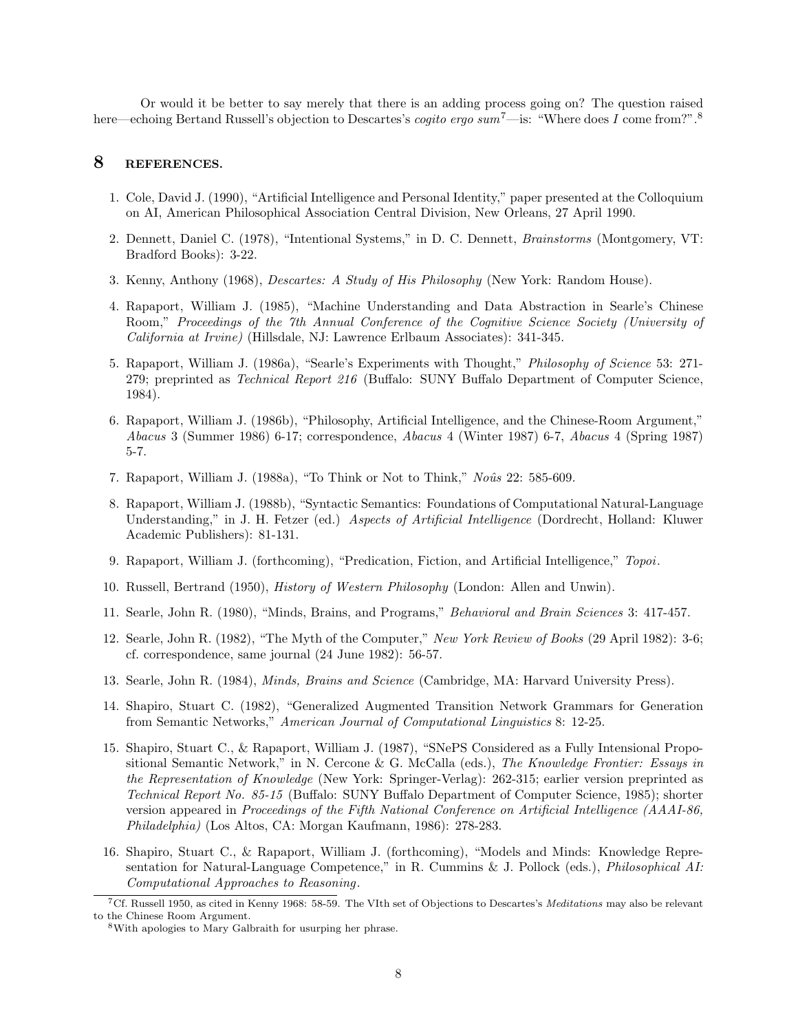Or would it be better to say merely that there is an adding process going on? The question raised here—echoing Bertand Russell's objection to Descartes's *cogito ergo sum*[7]—is: "Where does *I* come from?".[8]

## 8 REFERENCES.

1. Cole, David J. (1990), "Artificial Intelligence and Personal Identity," paper presented at the Colloquium on AI, American Philosophical Association Central Division, New Orleans, 27 April 1990.
2. Dennett, Daniel C. (1978), "Intentional Systems," in D. C. Dennett, *Brainstorms* (Montgomery, VT: Bradford Books): 3-22.
3. Kenny, Anthony (1968), *Descartes: A Study of His Philosophy* (New York: Random House).
4. Rapaport, William J. (1985), "Machine Understanding and Data Abstraction in Searle's Chinese Room," *Proceedings of the 7th Annual Conference of the Cognitive Science Society (University of California at Irvine)* (Hillsdale, NJ: Lawrence Erlbaum Associates): 341-345.
5. Rapaport, William J. (1986a), "Searle's Experiments with Thought," *Philosophy of Science* 53: 271-279; preprinted as *Technical Report 216* (Buffalo: SUNY Buffalo Department of Computer Science, 1984).
6. Rapaport, William J. (1986b), "Philosophy, Artificial Intelligence, and the Chinese-Room Argument," *Abacus* 3 (Summer 1986) 6-17; correspondence, *Abacus* 4 (Winter 1987) 6-7, *Abacus* 4 (Spring 1987) 5-7.
7. Rapaport, William J. (1988a), "To Think or Not to Think," *Noûs* 22: 585-609.
8. Rapaport, William J. (1988b), "Syntactic Semantics: Foundations of Computational Natural-Language Understanding," in J. H. Fetzer (ed.) *Aspects of Artificial Intelligence* (Dordrecht, Holland: Kluwer Academic Publishers): 81-131.
9. Rapaport, William J. (forthcoming), "Predication, Fiction, and Artificial Intelligence," *Topoi*.
10. Russell, Bertrand (1950), *History of Western Philosophy* (London: Allen and Unwin).
11. Searle, John R. (1980), "Minds, Brains, and Programs," *Behavioral and Brain Sciences* 3: 417-457.
12. Searle, John R. (1982), "The Myth of the Computer," *New York Review of Books* (29 April 1982): 3-6; cf. correspondence, same journal (24 June 1982): 56-57.
13. Searle, John R. (1984), *Minds, Brains and Science* (Cambridge, MA: Harvard University Press).
14. Shapiro, Stuart C. (1982), "Generalized Augmented Transition Network Grammars for Generation from Semantic Networks," *American Journal of Computational Linguistics* 8: 12-25.
15. Shapiro, Stuart C., & Rapaport, William J. (1987), "SNePS Considered as a Fully Intensional Propositional Semantic Network," in N. Cercone & G. McCalla (eds.), *The Knowledge Frontier: Essays in the Representation of Knowledge* (New York: Springer-Verlag): 262-315; earlier version preprinted as *Technical Report No. 85-15* (Buffalo: SUNY Buffalo Department of Computer Science, 1985); shorter version appeared in *Proceedings of the Fifth National Conference on Artificial Intelligence (AAAI-86, Philadelphia)* (Los Altos, CA: Morgan Kaufmann, 1986): 278-283.
16. Shapiro, Stuart C., & Rapaport, William J. (forthcoming), "Models and Minds: Knowledge Representation for Natural-Language Competence," in R. Cummins & J. Pollock (eds.), *Philosophical AI: Computational Approaches to Reasoning*.

---

[7] Cf. Russell 1950, as cited in Kenny 1968: 58-59. The VIth set of Objections to Descartes's *Meditations* may also be relevant to the Chinese Room Argument.

[8] With apologies to Mary Galbraith for usurping her phrase.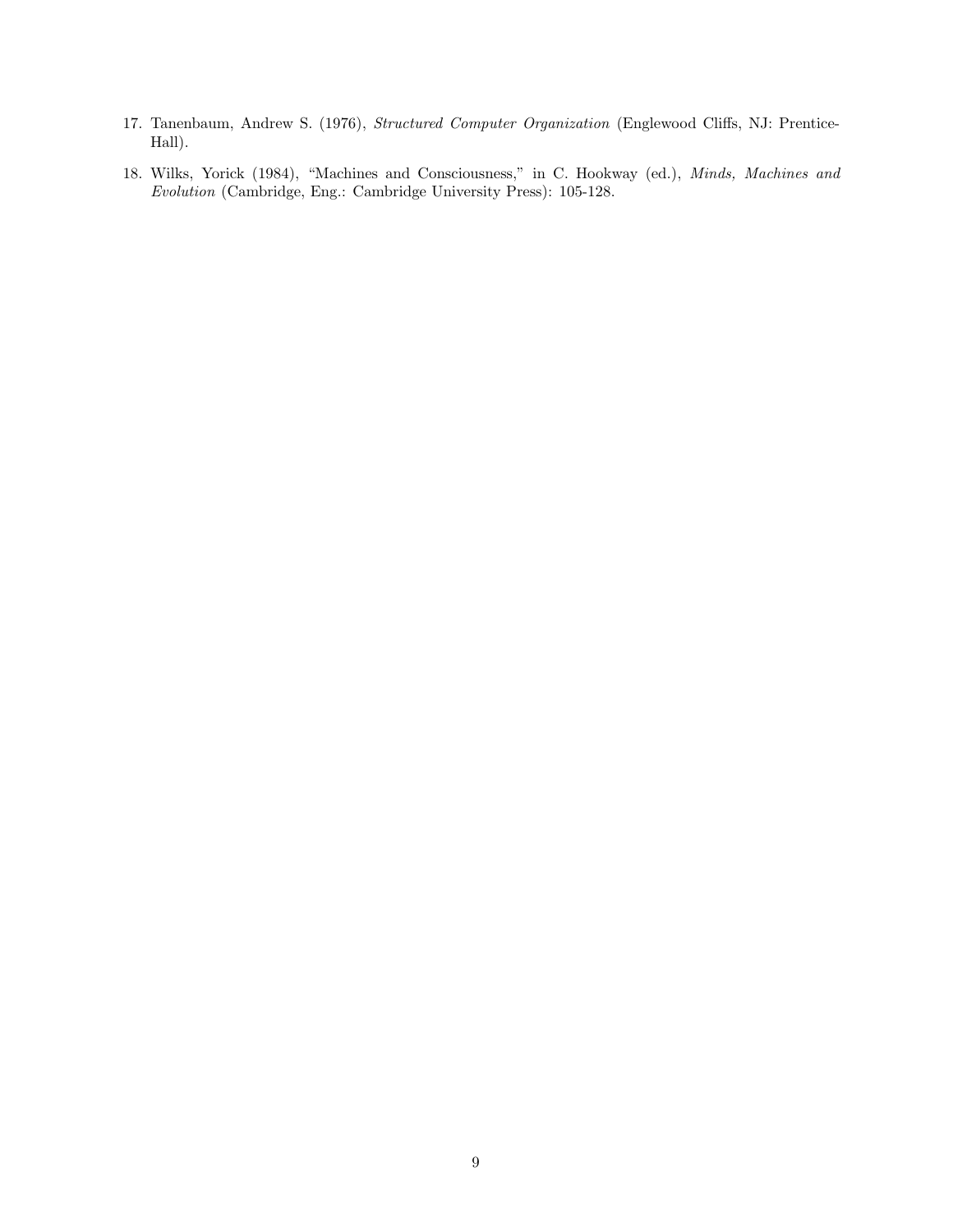17. Tanenbaum, Andrew S. (1976), *Structured Computer Organization* (Englewood Cliffs, NJ: Prentice-Hall).

18. Wilks, Yorick (1984), "Machines and Consciousness," in C. Hookway (ed.), *Minds, Machines and Evolution* (Cambridge, Eng.: Cambridge University Press): 105-128.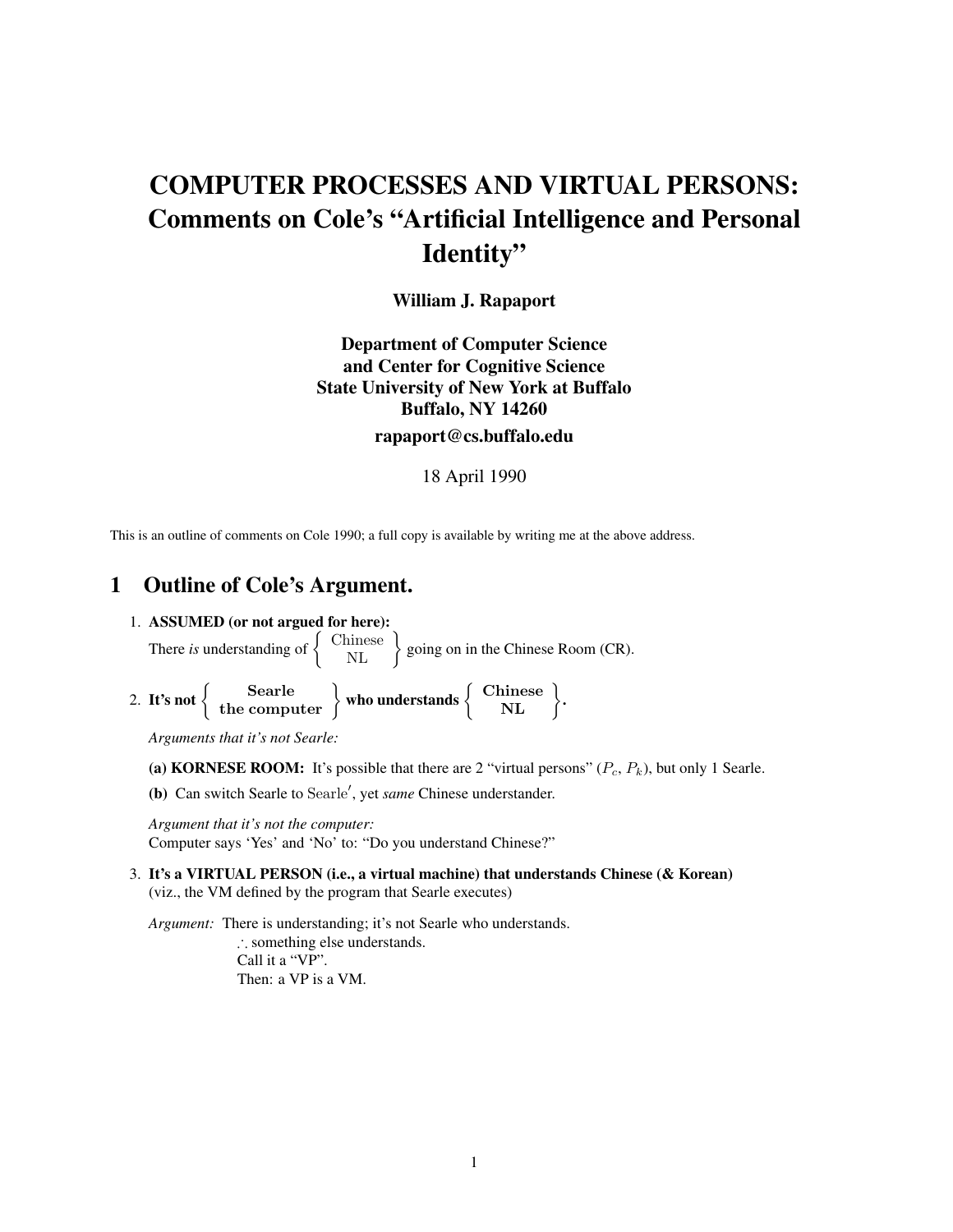# COMPUTER PROCESSES AND VIRTUAL PERSONS: Comments on Cole's "Artificial Intelligence and Personal Identity"

**William J. Rapaport**

**Department of Computer Science**
**and Center for Cognitive Science**
**State University of New York at Buffalo**
**Buffalo, NY 14260**
**rapaport@cs.buffalo.edu**

18 April 1990

This is an outline of comments on Cole 1990; a full copy is available by writing me at the above address.

## 1 Outline of Cole's Argument.

1. **ASSUMED (or not argued for here):**
   There *is* understanding of $\left\{ \begin{array}{c} \text{Chinese} \\ \text{NL} \end{array} \right\}$ going on in the Chinese Room (CR).

2. **It's not** $\left\{ \begin{array}{c} \textbf{Searle} \\ \textbf{the computer} \end{array} \right\}$ **who understands** $\left\{ \begin{array}{c} \textbf{Chinese} \\ \textbf{NL} \end{array} \right\}$**.**

   *Arguments that it's not Searle:*

   **(a) KORNESE ROOM:** It's possible that there are 2 "virtual persons" ($P_c$, $P_k$), but only 1 Searle.

   **(b)** Can switch Searle to $\text{Searle}'$, yet *same* Chinese understander.

   *Argument that it's not the computer:*
   Computer says 'Yes' and 'No' to: "Do you understand Chinese?"

3. **It's a VIRTUAL PERSON (i.e., a virtual machine) that understands Chinese (& Korean)**
   (viz., the VM defined by the program that Searle executes)

   *Argument:* There is understanding; it's not Searle who understands.
   $\therefore$ something else understands.
   Call it a "VP".
   Then: a VP is a VM.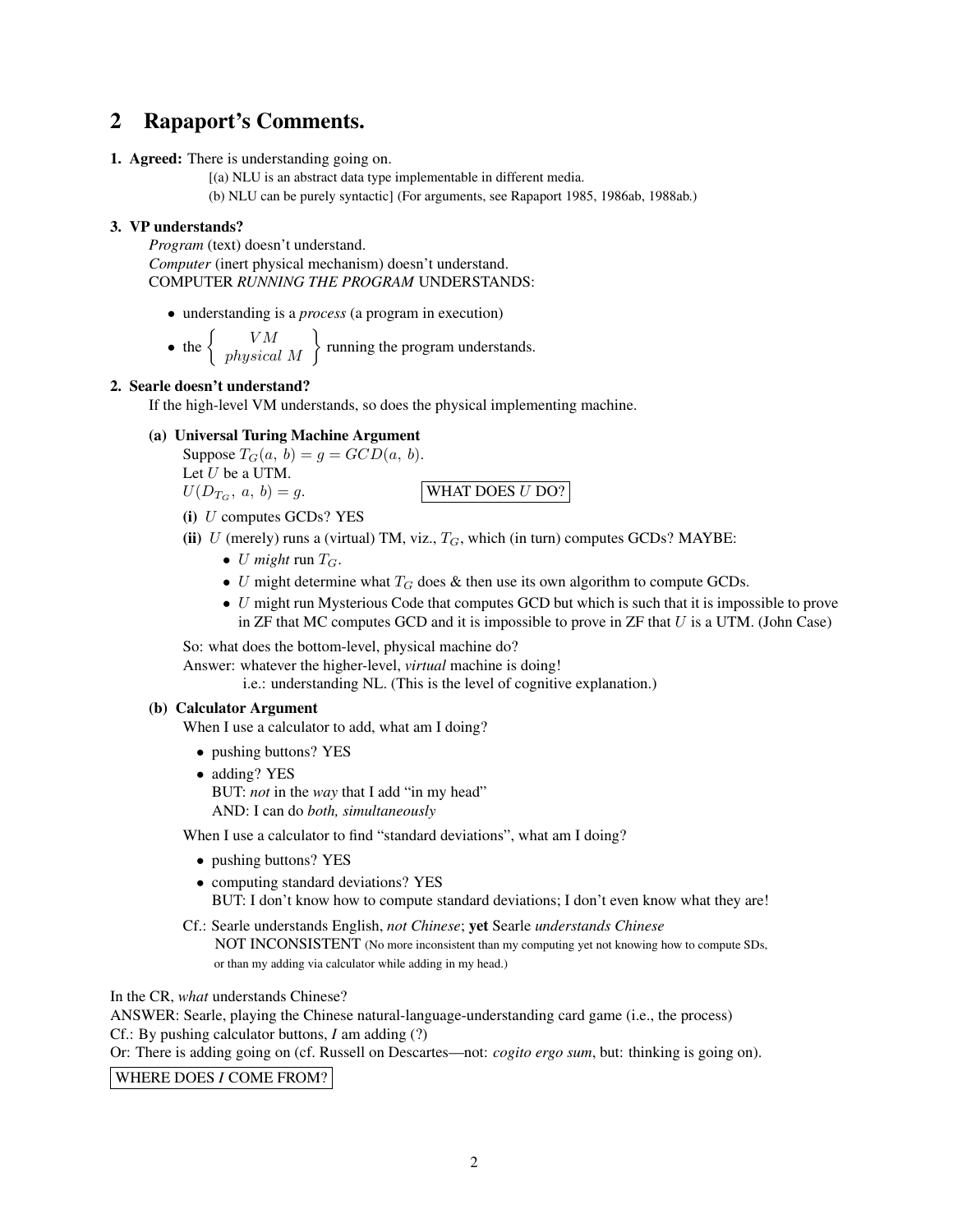## 2 Rapaport's Comments.

**1. Agreed:** There is understanding going on.

[(a) NLU is an abstract data type implementable in different media.
(b) NLU can be purely syntactic] (For arguments, see Rapaport 1985, 1986ab, 1988ab.)

**3. VP understands?**

*Program* (text) doesn't understand.
*Computer* (inert physical mechanism) doesn't understand.
COMPUTER *RUNNING THE PROGRAM* UNDERSTANDS:

- understanding is a *process* (a program in execution)
- the $\left\{ \begin{array}{c} VM \\ physical\ M \end{array} \right\}$ running the program understands.

**2. Searle doesn't understand?**

If the high-level VM understands, so does the physical implementing machine.

**(a) Universal Turing Machine Argument**

Suppose $T_G(a,\ b) = g = GCD(a,\ b)$.
Let $U$ be a UTM.
$U(D_{T_G},\ a,\ b) = g$. WHAT DOES $U$ DO?

**(i)** $U$ computes GCDs? YES

**(ii)** $U$ (merely) runs a (virtual) TM, viz., $T_G$, which (in turn) computes GCDs? MAYBE:

- $U$ *might* run $T_G$.
- $U$ might determine what $T_G$ does & then use its own algorithm to compute GCDs.
- $U$ might run Mysterious Code that computes GCD but which is such that it is impossible to prove in ZF that MC computes GCD and it is impossible to prove in ZF that $U$ is a UTM. (John Case)

So: what does the bottom-level, physical machine do?
Answer: whatever the higher-level, *virtual* machine is doing!
i.e.: understanding NL. (This is the level of cognitive explanation.)

**(b) Calculator Argument**

When I use a calculator to add, what am I doing?

- pushing buttons? YES
- adding? YES
  BUT: *not* in the *way* that I add "in my head"
  AND: I can do *both, simultaneously*

When I use a calculator to find "standard deviations", what am I doing?

- pushing buttons? YES
- computing standard deviations? YES
  BUT: I don't know how to compute standard deviations; I don't even know what they are!

Cf.: Searle understands English, *not Chinese*; **yet** Searle *understands Chinese*
NOT INCONSISTENT (No more inconsistent than my computing yet not knowing how to compute SDs, or than my adding via calculator while adding in my head.)

In the CR, *what* understands Chinese?
ANSWER: Searle, playing the Chinese natural-language-understanding card game (i.e., the process)
Cf.: By pushing calculator buttons, *I* am adding (?)
Or: There is adding going on (cf. Russell on Descartes—not: *cogito ergo sum*, but: thinking is going on).

WHERE DOES *I* COME FROM?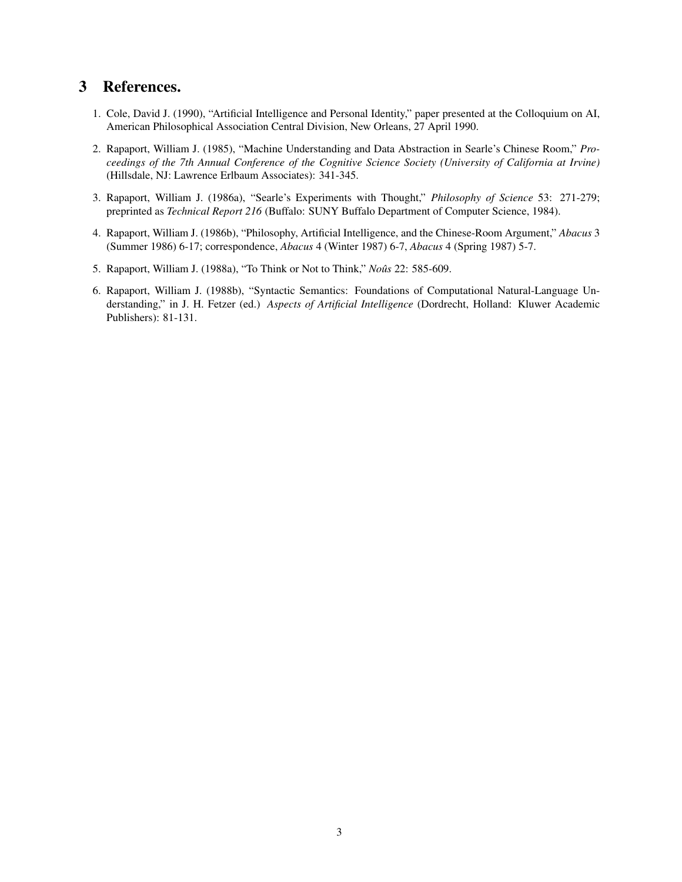## 3 References.

1. Cole, David J. (1990), "Artificial Intelligence and Personal Identity," paper presented at the Colloquium on AI, American Philosophical Association Central Division, New Orleans, 27 April 1990.

2. Rapaport, William J. (1985), "Machine Understanding and Data Abstraction in Searle's Chinese Room," *Proceedings of the 7th Annual Conference of the Cognitive Science Society (University of California at Irvine)* (Hillsdale, NJ: Lawrence Erlbaum Associates): 341-345.

3. Rapaport, William J. (1986a), "Searle's Experiments with Thought," *Philosophy of Science* 53: 271-279; preprinted as *Technical Report 216* (Buffalo: SUNY Buffalo Department of Computer Science, 1984).

4. Rapaport, William J. (1986b), "Philosophy, Artificial Intelligence, and the Chinese-Room Argument," *Abacus* 3 (Summer 1986) 6-17; correspondence, *Abacus* 4 (Winter 1987) 6-7, *Abacus* 4 (Spring 1987) 5-7.

5. Rapaport, William J. (1988a), "To Think or Not to Think," *Noûs* 22: 585-609.

6. Rapaport, William J. (1988b), "Syntactic Semantics: Foundations of Computational Natural-Language Understanding," in J. H. Fetzer (ed.) *Aspects of Artificial Intelligence* (Dordrecht, Holland: Kluwer Academic Publishers): 81-131.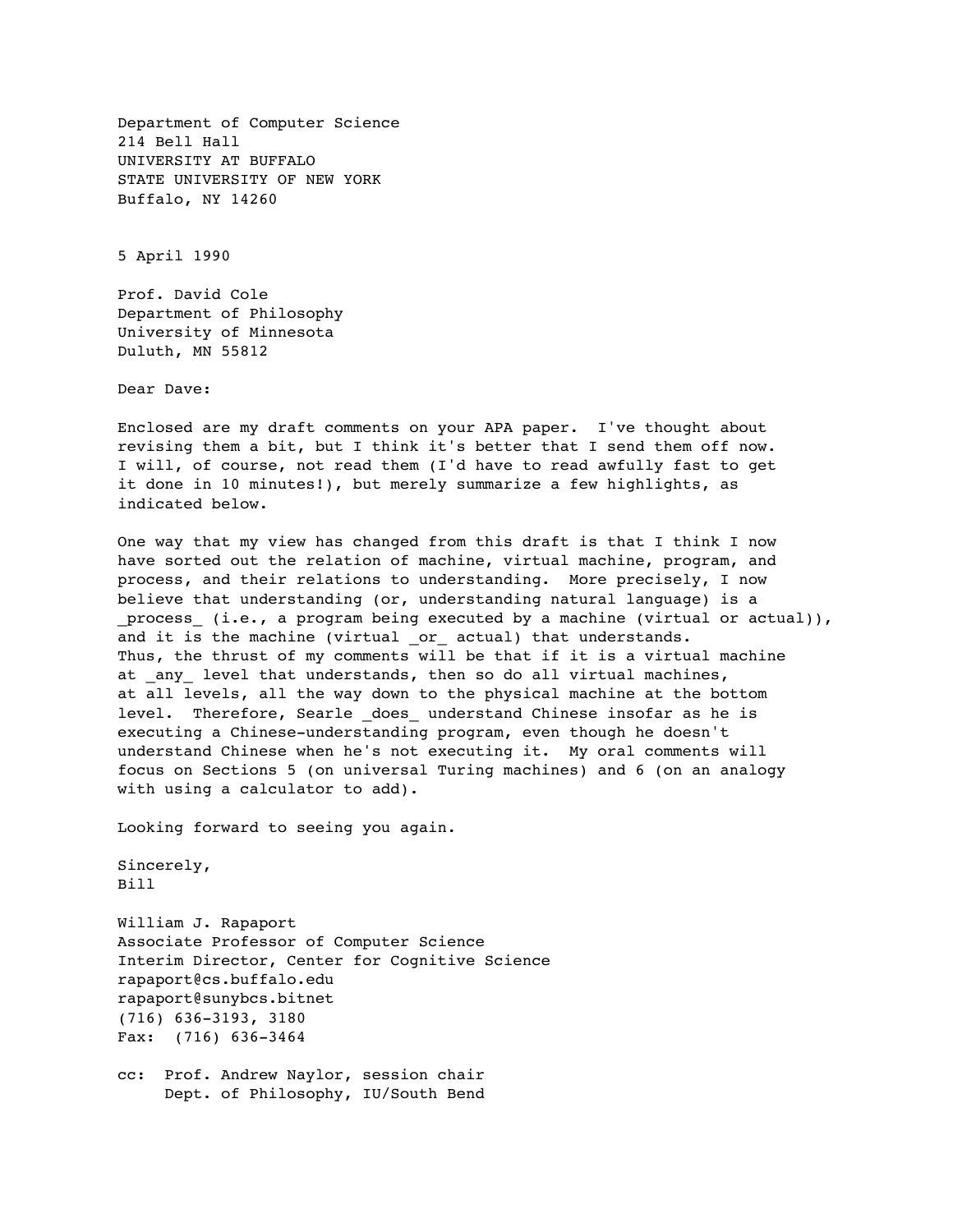Department of Computer Science
214 Bell Hall
UNIVERSITY AT BUFFALO
STATE UNIVERSITY OF NEW YORK
Buffalo, NY 14260

5 April 1990

Prof. David Cole
Department of Philosophy
University of Minnesota
Duluth, MN 55812

Dear Dave:

Enclosed are my draft comments on your APA paper. I've thought about revising them a bit, but I think it's better that I send them off now. I will, of course, not read them (I'd have to read awfully fast to get it done in 10 minutes!), but merely summarize a few highlights, as indicated below.

One way that my view has changed from this draft is that I think I now have sorted out the relation of machine, virtual machine, program, and process, and their relations to understanding. More precisely, I now believe that understanding (or, understanding natural language) is a _process_ (i.e., a program being executed by a machine (virtual or actual)), and it is the machine (virtual _or_ actual) that understands. Thus, the thrust of my comments will be that if it is a virtual machine at _any_ level that understands, then so do all virtual machines, at all levels, all the way down to the physical machine at the bottom level. Therefore, Searle _does_ understand Chinese insofar as he is executing a Chinese-understanding program, even though he doesn't understand Chinese when he's not executing it. My oral comments will focus on Sections 5 (on universal Turing machines) and 6 (on an analogy with using a calculator to add).

Looking forward to seeing you again.

Sincerely,
Bill

William J. Rapaport
Associate Professor of Computer Science
Interim Director, Center for Cognitive Science
rapaport@cs.buffalo.edu
rapaport@sunybcs.bitnet
(716) 636-3193, 3180
Fax: (716) 636-3464

cc: Prof. Andrew Naylor, session chair
Dept. of Philosophy, IU/South Bend